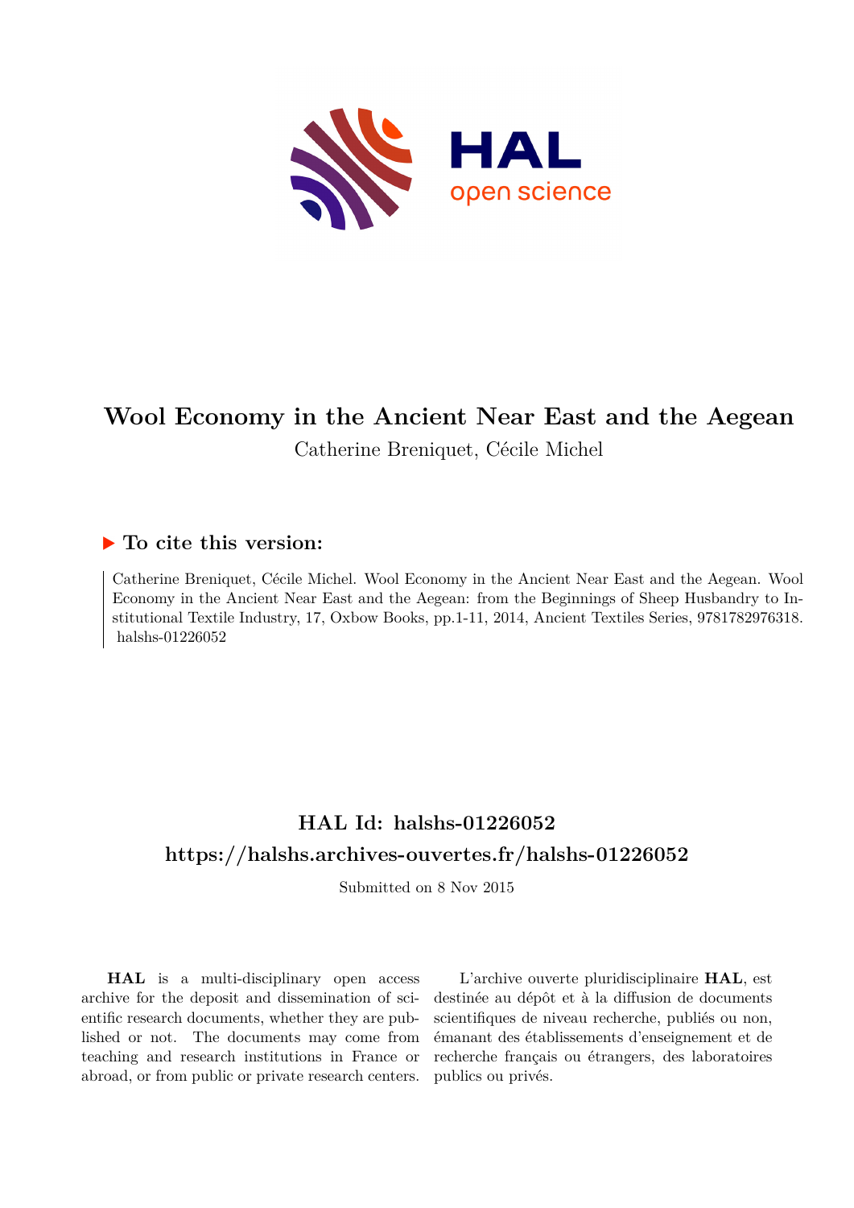# Wool Economy in the Ancient Near East and the Aegean

Catherine Breniquet, Cécile Michel

## ▶ To cite this version:

Catherine Breniquet, Cécile Michel. Wool Economy in the Ancient Near East and the Aegean. Wool Economy in the Ancient Near East and the Aegean: from the Beginnings of Sheep Husbandry to Institutional Textile Industry, 17, Oxbow Books, pp.1-11, 2014, Ancient Textiles Series, 9781782976318. halshs-01226052

## HAL Id: halshs-01226052

## https://halshs.archives-ouvertes.fr/halshs-01226052

Submitted on 8 Nov 2015

**HAL** is a multi-disciplinary open access archive for the deposit and dissemination of scientific research documents, whether they are published or not. The documents may come from teaching and research institutions in France or abroad, or from public or private research centers.

L'archive ouverte pluridisciplinaire **HAL**, est destinée au dépôt et à la diffusion de documents scientifiques de niveau recherche, publiés ou non, émanant des établissements d'enseignement et de recherche français ou étrangers, des laboratoires publics ou privés.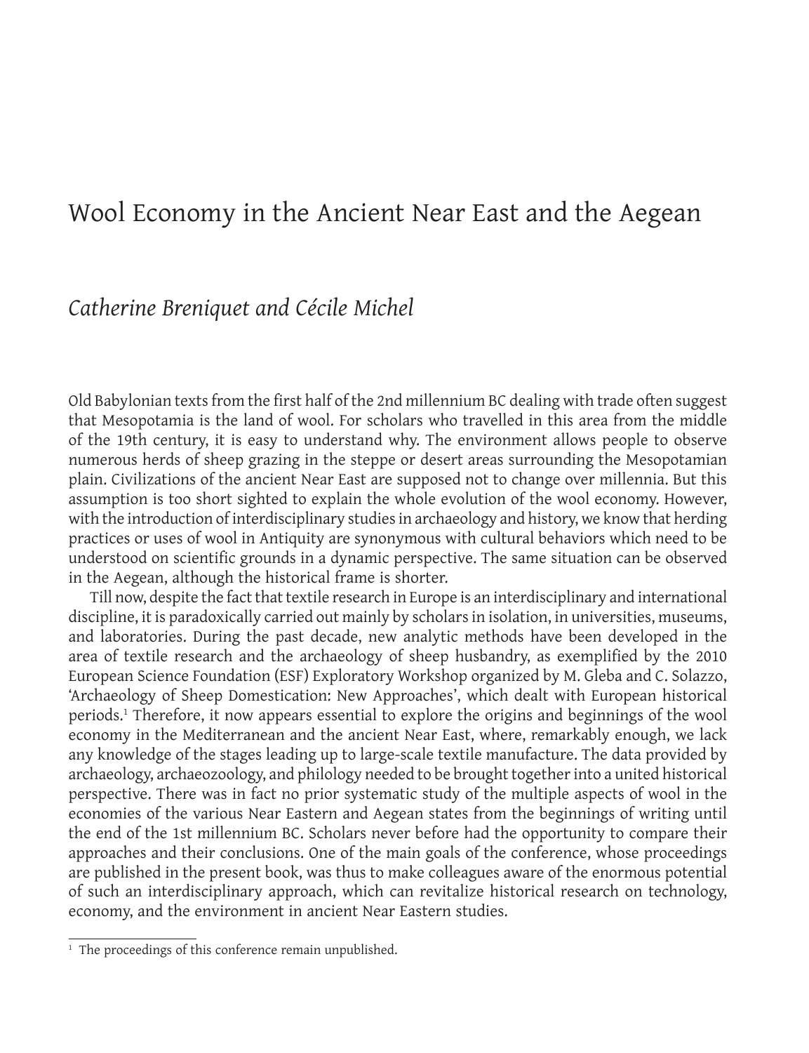# Wool Economy in the Ancient Near East and the Aegean

*Catherine Breniquet and Cécile Michel*

Old Babylonian texts from the first half of the 2nd millennium BC dealing with trade often suggest that Mesopotamia is the land of wool. For scholars who travelled in this area from the middle of the 19th century, it is easy to understand why. The environment allows people to observe numerous herds of sheep grazing in the steppe or desert areas surrounding the Mesopotamian plain. Civilizations of the ancient Near East are supposed not to change over millennia. But this assumption is too short sighted to explain the whole evolution of the wool economy. However, with the introduction of interdisciplinary studies in archaeology and history, we know that herding practices or uses of wool in Antiquity are synonymous with cultural behaviors which need to be understood on scientific grounds in a dynamic perspective. The same situation can be observed in the Aegean, although the historical frame is shorter.

Till now, despite the fact that textile research in Europe is an interdisciplinary and international discipline, it is paradoxically carried out mainly by scholars in isolation, in universities, museums, and laboratories. During the past decade, new analytic methods have been developed in the area of textile research and the archaeology of sheep husbandry, as exemplified by the 2010 European Science Foundation (ESF) Exploratory Workshop organized by M. Gleba and C. Solazzo, 'Archaeology of Sheep Domestication: New Approaches', which dealt with European historical periods.[1] Therefore, it now appears essential to explore the origins and beginnings of the wool economy in the Mediterranean and the ancient Near East, where, remarkably enough, we lack any knowledge of the stages leading up to large-scale textile manufacture. The data provided by archaeology, archaeozoology, and philology needed to be brought together into a united historical perspective. There was in fact no prior systematic study of the multiple aspects of wool in the economies of the various Near Eastern and Aegean states from the beginnings of writing until the end of the 1st millennium BC. Scholars never before had the opportunity to compare their approaches and their conclusions. One of the main goals of the conference, whose proceedings are published in the present book, was thus to make colleagues aware of the enormous potential of such an interdisciplinary approach, which can revitalize historical research on technology, economy, and the environment in ancient Near Eastern studies.

[1] The proceedings of this conference remain unpublished.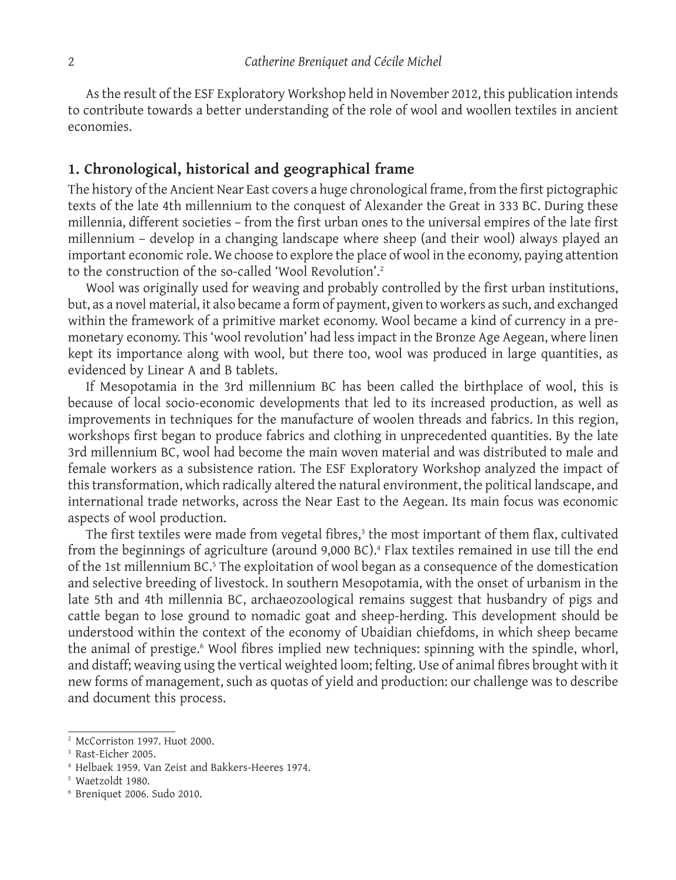As the result of the ESF Exploratory Workshop held in November 2012, this publication intends to contribute towards a better understanding of the role of wool and woollen textiles in ancient economies.

## 1. Chronological, historical and geographical frame

The history of the Ancient Near East covers a huge chronological frame, from the first pictographic texts of the late 4th millennium to the conquest of Alexander the Great in 333 BC. During these millennia, different societies – from the first urban ones to the universal empires of the late first millennium – develop in a changing landscape where sheep (and their wool) always played an important economic role. We choose to explore the place of wool in the economy, paying attention to the construction of the so-called 'Wool Revolution'.[2]

Wool was originally used for weaving and probably controlled by the first urban institutions, but, as a novel material, it also became a form of payment, given to workers as such, and exchanged within the framework of a primitive market economy. Wool became a kind of currency in a pre-monetary economy. This 'wool revolution' had less impact in the Bronze Age Aegean, where linen kept its importance along with wool, but there too, wool was produced in large quantities, as evidenced by Linear A and B tablets.

If Mesopotamia in the 3rd millennium BC has been called the birthplace of wool, this is because of local socio-economic developments that led to its increased production, as well as improvements in techniques for the manufacture of woolen threads and fabrics. In this region, workshops first began to produce fabrics and clothing in unprecedented quantities. By the late 3rd millennium BC, wool had become the main woven material and was distributed to male and female workers as a subsistence ration. The ESF Exploratory Workshop analyzed the impact of this transformation, which radically altered the natural environment, the political landscape, and international trade networks, across the Near East to the Aegean. Its main focus was economic aspects of wool production.

The first textiles were made from vegetal fibres,[3] the most important of them flax, cultivated from the beginnings of agriculture (around 9,000 BC).[4] Flax textiles remained in use till the end of the 1st millennium BC.[5] The exploitation of wool began as a consequence of the domestication and selective breeding of livestock. In southern Mesopotamia, with the onset of urbanism in the late 5th and 4th millennia BC, archaeozoological remains suggest that husbandry of pigs and cattle began to lose ground to nomadic goat and sheep-herding. This development should be understood within the context of the economy of Ubaidian chiefdoms, in which sheep became the animal of prestige.[6] Wool fibres implied new techniques: spinning with the spindle, whorl, and distaff; weaving using the vertical weighted loom; felting. Use of animal fibres brought with it new forms of management, such as quotas of yield and production: our challenge was to describe and document this process.

---

[2] McCorriston 1997. Huot 2000.

[3] Rast-Eicher 2005.

[4] Helbaek 1959. Van Zeist and Bakkers-Heeres 1974.

[5] Waetzoldt 1980.

[6] Breniquet 2006. Sudo 2010.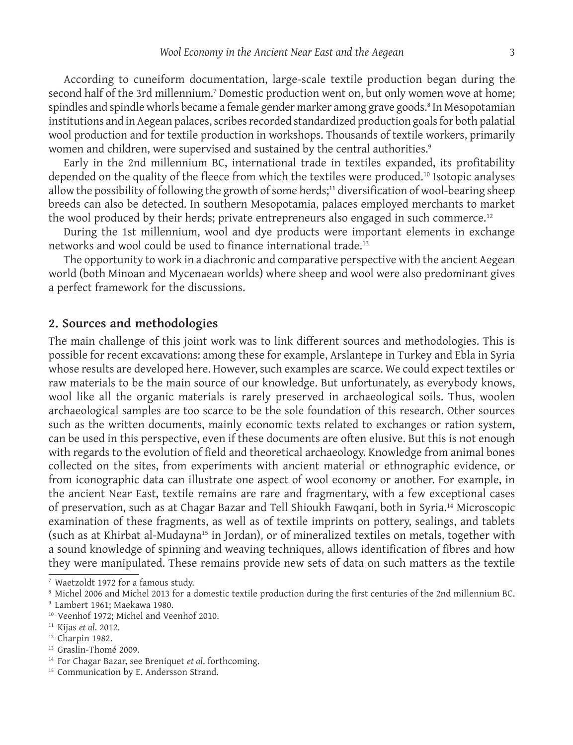According to cuneiform documentation, large-scale textile production began during the second half of the 3rd millennium.[7] Domestic production went on, but only women wove at home; spindles and spindle whorls became a female gender marker among grave goods.[8] In Mesopotamian institutions and in Aegean palaces, scribes recorded standardized production goals for both palatial wool production and for textile production in workshops. Thousands of textile workers, primarily women and children, were supervised and sustained by the central authorities.[9]

Early in the 2nd millennium BC, international trade in textiles expanded, its profitability depended on the quality of the fleece from which the textiles were produced.[10] Isotopic analyses allow the possibility of following the growth of some herds;[11] diversification of wool-bearing sheep breeds can also be detected. In southern Mesopotamia, palaces employed merchants to market the wool produced by their herds; private entrepreneurs also engaged in such commerce.[12]

During the 1st millennium, wool and dye products were important elements in exchange networks and wool could be used to finance international trade.[13]

The opportunity to work in a diachronic and comparative perspective with the ancient Aegean world (both Minoan and Mycenaean worlds) where sheep and wool were also predominant gives a perfect framework for the discussions.

## 2. Sources and methodologies

The main challenge of this joint work was to link different sources and methodologies. This is possible for recent excavations: among these for example, Arslantepe in Turkey and Ebla in Syria whose results are developed here. However, such examples are scarce. We could expect textiles or raw materials to be the main source of our knowledge. But unfortunately, as everybody knows, wool like all the organic materials is rarely preserved in archaeological soils. Thus, woolen archaeological samples are too scarce to be the sole foundation of this research. Other sources such as the written documents, mainly economic texts related to exchanges or ration system, can be used in this perspective, even if these documents are often elusive. But this is not enough with regards to the evolution of field and theoretical archaeology. Knowledge from animal bones collected on the sites, from experiments with ancient material or ethnographic evidence, or from iconographic data can illustrate one aspect of wool economy or another. For example, in the ancient Near East, textile remains are rare and fragmentary, with a few exceptional cases of preservation, such as at Chagar Bazar and Tell Shioukh Fawqani, both in Syria.[14] Microscopic examination of these fragments, as well as of textile imprints on pottery, sealings, and tablets (such as at Khirbat al-Mudayna[15] in Jordan), or of mineralized textiles on metals, together with a sound knowledge of spinning and weaving techniques, allows identification of fibres and how they were manipulated. These remains provide new sets of data on such matters as the textile

---

[7] Waetzoldt 1972 for a famous study.

[8] Michel 2006 and Michel 2013 for a domestic textile production during the first centuries of the 2nd millennium BC.

[9] Lambert 1961; Maekawa 1980.

[10] Veenhof 1972; Michel and Veenhof 2010.

[11] Kijas *et al*. 2012.

[12] Charpin 1982.

[13] Graslin-Thomé 2009.

[14] For Chagar Bazar, see Breniquet *et al*. forthcoming.

[15] Communication by E. Andersson Strand.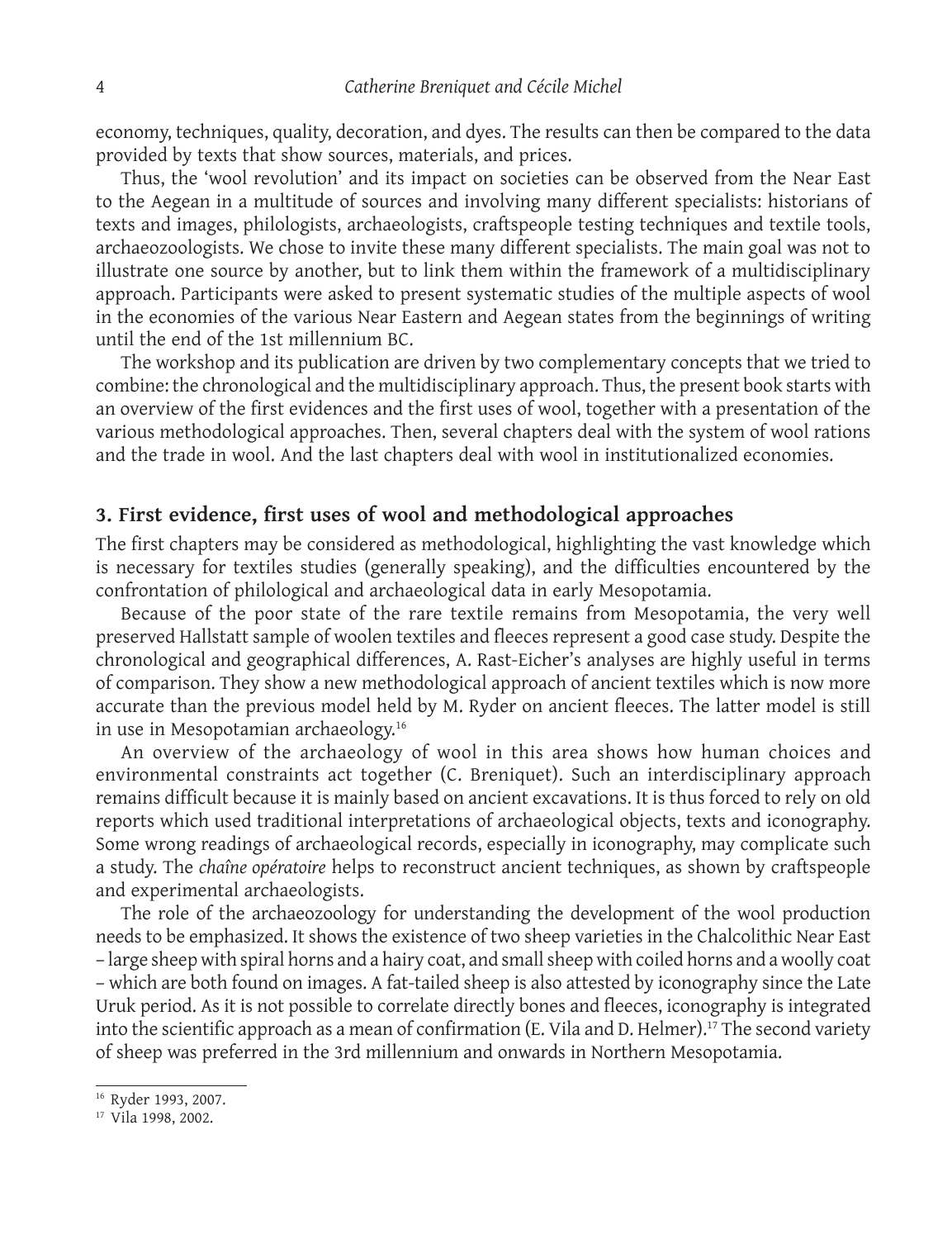economy, techniques, quality, decoration, and dyes. The results can then be compared to the data provided by texts that show sources, materials, and prices.

Thus, the 'wool revolution' and its impact on societies can be observed from the Near East to the Aegean in a multitude of sources and involving many different specialists: historians of texts and images, philologists, archaeologists, craftspeople testing techniques and textile tools, archaeozoologists. We chose to invite these many different specialists. The main goal was not to illustrate one source by another, but to link them within the framework of a multidisciplinary approach. Participants were asked to present systematic studies of the multiple aspects of wool in the economies of the various Near Eastern and Aegean states from the beginnings of writing until the end of the 1st millennium BC.

The workshop and its publication are driven by two complementary concepts that we tried to combine: the chronological and the multidisciplinary approach. Thus, the present book starts with an overview of the first evidences and the first uses of wool, together with a presentation of the various methodological approaches. Then, several chapters deal with the system of wool rations and the trade in wool. And the last chapters deal with wool in institutionalized economies.

## 3. First evidence, first uses of wool and methodological approaches

The first chapters may be considered as methodological, highlighting the vast knowledge which is necessary for textiles studies (generally speaking), and the difficulties encountered by the confrontation of philological and archaeological data in early Mesopotamia.

Because of the poor state of the rare textile remains from Mesopotamia, the very well preserved Hallstatt sample of woolen textiles and fleeces represent a good case study. Despite the chronological and geographical differences, A. Rast-Eicher's analyses are highly useful in terms of comparison. They show a new methodological approach of ancient textiles which is now more accurate than the previous model held by M. Ryder on ancient fleeces. The latter model is still in use in Mesopotamian archaeology.[16]

An overview of the archaeology of wool in this area shows how human choices and environmental constraints act together (C. Breniquet). Such an interdisciplinary approach remains difficult because it is mainly based on ancient excavations. It is thus forced to rely on old reports which used traditional interpretations of archaeological objects, texts and iconography. Some wrong readings of archaeological records, especially in iconography, may complicate such a study. The *chaîne opératoire* helps to reconstruct ancient techniques, as shown by craftspeople and experimental archaeologists.

The role of the archaeozoology for understanding the development of the wool production needs to be emphasized. It shows the existence of two sheep varieties in the Chalcolithic Near East – large sheep with spiral horns and a hairy coat, and small sheep with coiled horns and a woolly coat – which are both found on images. A fat-tailed sheep is also attested by iconography since the Late Uruk period. As it is not possible to correlate directly bones and fleeces, iconography is integrated into the scientific approach as a mean of confirmation (E. Vila and D. Helmer).[17] The second variety of sheep was preferred in the 3rd millennium and onwards in Northern Mesopotamia.

[16] Ryder 1993, 2007.

[17] Vila 1998, 2002.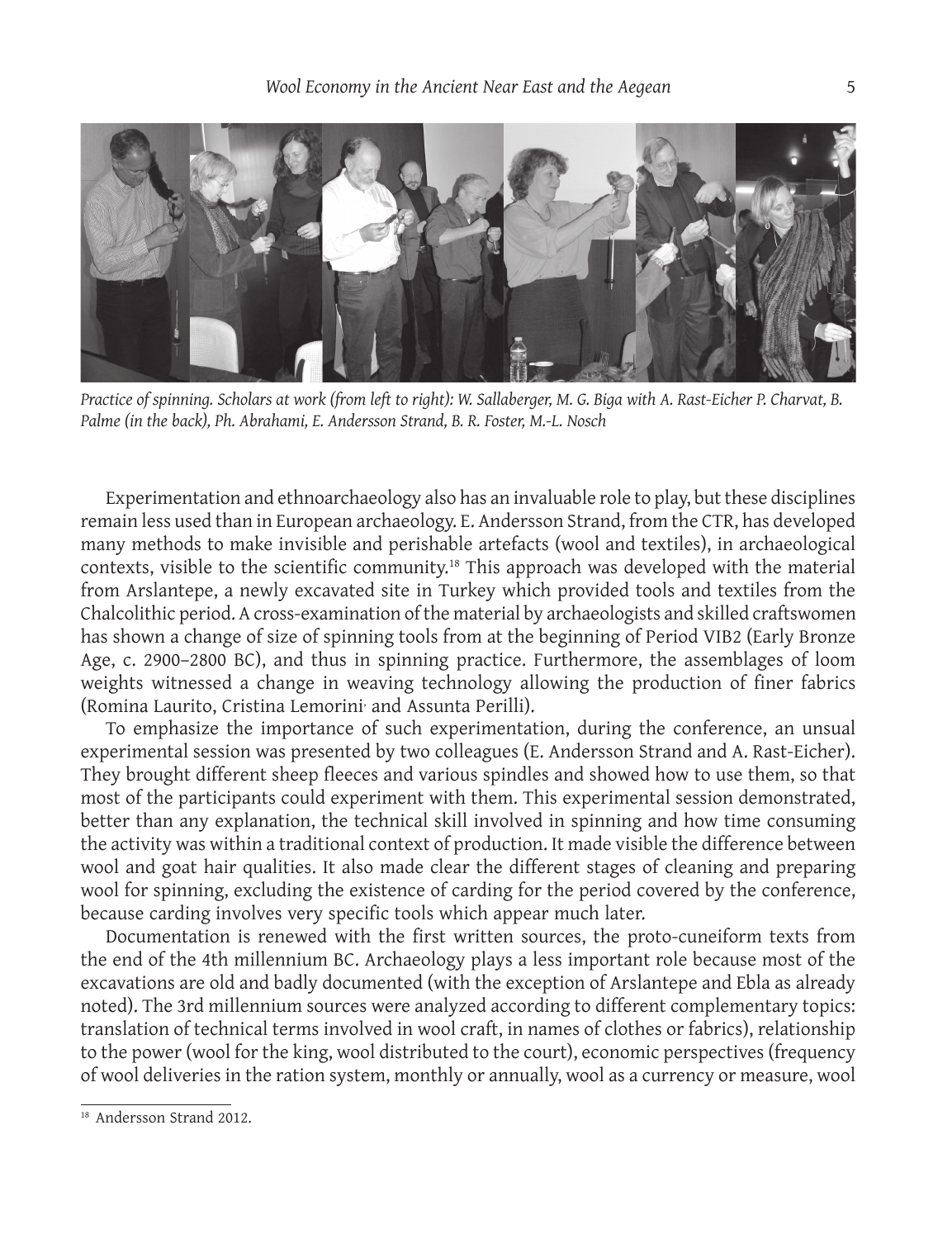*Practice of spinning. Scholars at work (from left to right): W. Sallaberger, M. G. Biga with A. Rast-Eicher P. Charvat, B. Palme (in the back), Ph. Abrahami, E. Andersson Strand, B. R. Foster, M.-L. Nosch*

Experimentation and ethnoarchaeology also has an invaluable role to play, but these disciplines remain less used than in European archaeology. E. Andersson Strand, from the CTR, has developed many methods to make invisible and perishable artefacts (wool and textiles), in archaeological contexts, visible to the scientific community.[18] This approach was developed with the material from Arslantepe, a newly excavated site in Turkey which provided tools and textiles from the Chalcolithic period. A cross-examination of the material by archaeologists and skilled craftswomen has shown a change of size of spinning tools from at the beginning of Period VIB2 (Early Bronze Age, c. 2900–2800 BC), and thus in spinning practice. Furthermore, the assemblages of loom weights witnessed a change in weaving technology allowing the production of finer fabrics (Romina Laurito, Cristina Lemorini, and Assunta Perilli).

To emphasize the importance of such experimentation, during the conference, an unsual experimental session was presented by two colleagues (E. Andersson Strand and A. Rast-Eicher). They brought different sheep fleeces and various spindles and showed how to use them, so that most of the participants could experiment with them. This experimental session demonstrated, better than any explanation, the technical skill involved in spinning and how time consuming the activity was within a traditional context of production. It made visible the difference between wool and goat hair qualities. It also made clear the different stages of cleaning and preparing wool for spinning, excluding the existence of carding for the period covered by the conference, because carding involves very specific tools which appear much later.

Documentation is renewed with the first written sources, the proto-cuneiform texts from the end of the 4th millennium BC. Archaeology plays a less important role because most of the excavations are old and badly documented (with the exception of Arslantepe and Ebla as already noted). The 3rd millennium sources were analyzed according to different complementary topics: translation of technical terms involved in wool craft, in names of clothes or fabrics), relationship to the power (wool for the king, wool distributed to the court), economic perspectives (frequency of wool deliveries in the ration system, monthly or annually, wool as a currency or measure, wool

[18] Andersson Strand 2012.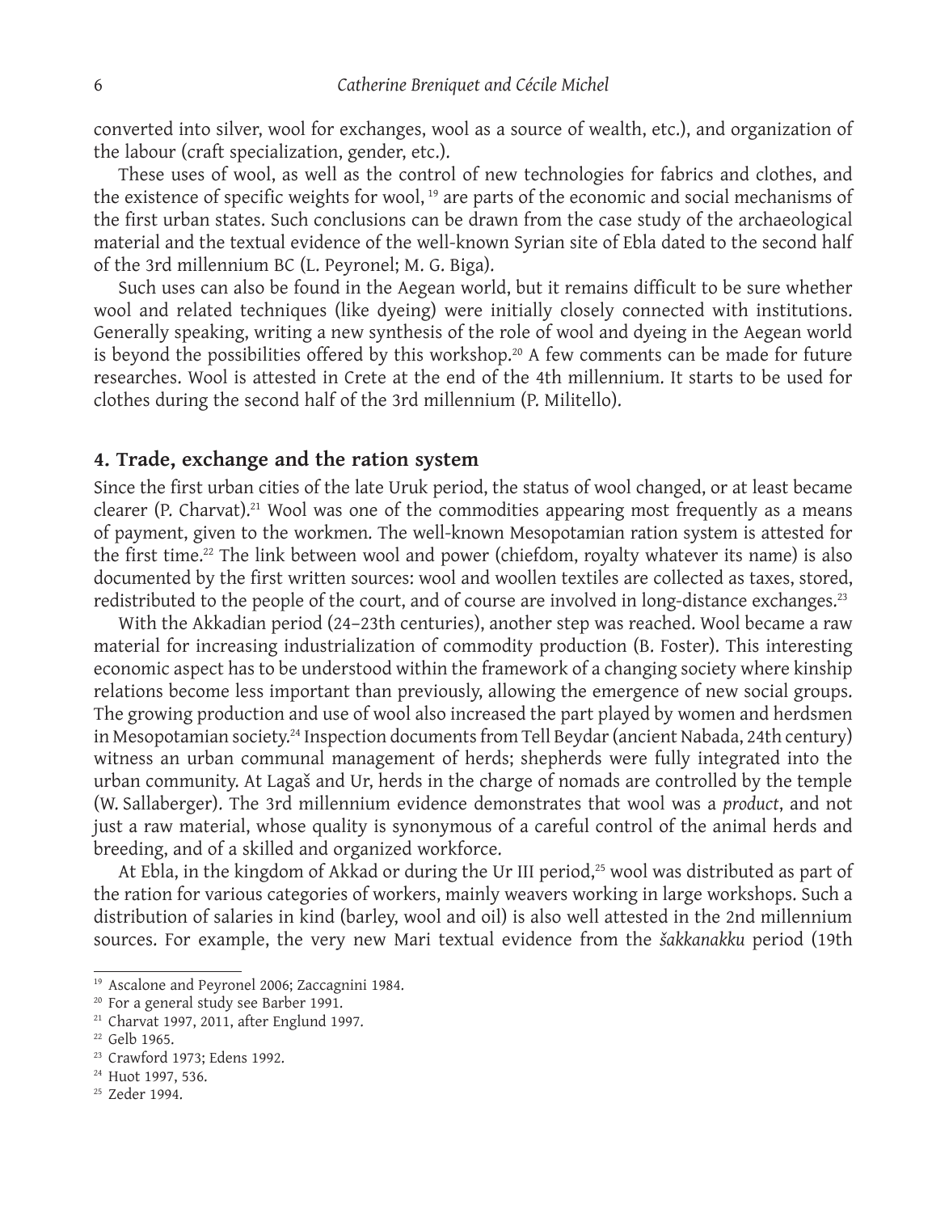converted into silver, wool for exchanges, wool as a source of wealth, etc.), and organization of the labour (craft specialization, gender, etc.).

These uses of wool, as well as the control of new technologies for fabrics and clothes, and the existence of specific weights for wool, [19] are parts of the economic and social mechanisms of the first urban states. Such conclusions can be drawn from the case study of the archaeological material and the textual evidence of the well-known Syrian site of Ebla dated to the second half of the 3rd millennium BC (L. Peyronel; M. G. Biga).

Such uses can also be found in the Aegean world, but it remains difficult to be sure whether wool and related techniques (like dyeing) were initially closely connected with institutions. Generally speaking, writing a new synthesis of the role of wool and dyeing in the Aegean world is beyond the possibilities offered by this workshop.[20] A few comments can be made for future researches. Wool is attested in Crete at the end of the 4th millennium. It starts to be used for clothes during the second half of the 3rd millennium (P. Militello).

## 4. Trade, exchange and the ration system

Since the first urban cities of the late Uruk period, the status of wool changed, or at least became clearer (P. Charvat).[21] Wool was one of the commodities appearing most frequently as a means of payment, given to the workmen. The well-known Mesopotamian ration system is attested for the first time.[22] The link between wool and power (chiefdom, royalty whatever its name) is also documented by the first written sources: wool and woollen textiles are collected as taxes, stored, redistributed to the people of the court, and of course are involved in long-distance exchanges.[23]

With the Akkadian period (24–23th centuries), another step was reached. Wool became a raw material for increasing industrialization of commodity production (B. Foster). This interesting economic aspect has to be understood within the framework of a changing society where kinship relations become less important than previously, allowing the emergence of new social groups. The growing production and use of wool also increased the part played by women and herdsmen in Mesopotamian society.[24] Inspection documents from Tell Beydar (ancient Nabada, 24th century) witness an urban communal management of herds; shepherds were fully integrated into the urban community. At Lagaš and Ur, herds in the charge of nomads are controlled by the temple (W. Sallaberger). The 3rd millennium evidence demonstrates that wool was a *product*, and not just a raw material, whose quality is synonymous of a careful control of the animal herds and breeding, and of a skilled and organized workforce.

At Ebla, in the kingdom of Akkad or during the Ur III period,[25] wool was distributed as part of the ration for various categories of workers, mainly weavers working in large workshops. Such a distribution of salaries in kind (barley, wool and oil) is also well attested in the 2nd millennium sources. For example, the very new Mari textual evidence from the *šakkanakku* period (19th

---

[19] Ascalone and Peyronel 2006; Zaccagnini 1984.

[20] For a general study see Barber 1991.

[21] Charvat 1997, 2011, after Englund 1997.

[22] Gelb 1965.

[23] Crawford 1973; Edens 1992.

[24] Huot 1997, 536.

[25] Zeder 1994.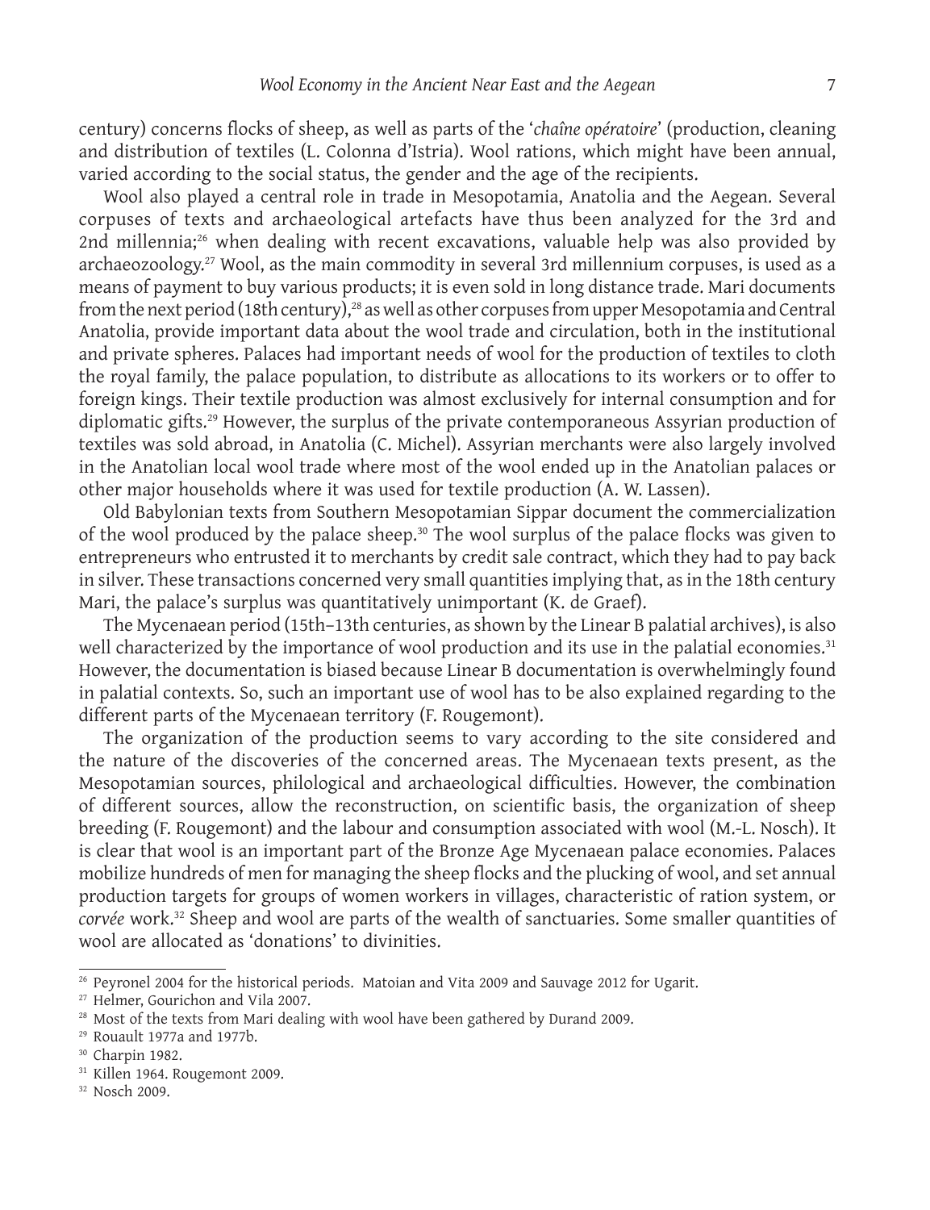century) concerns flocks of sheep, as well as parts of the '*chaîne opératoire*' (production, cleaning and distribution of textiles (L. Colonna d'Istria). Wool rations, which might have been annual, varied according to the social status, the gender and the age of the recipients.

Wool also played a central role in trade in Mesopotamia, Anatolia and the Aegean. Several corpuses of texts and archaeological artefacts have thus been analyzed for the 3rd and 2nd millennia;[26] when dealing with recent excavations, valuable help was also provided by archaeozoology.[27] Wool, as the main commodity in several 3rd millennium corpuses, is used as a means of payment to buy various products; it is even sold in long distance trade. Mari documents from the next period (18th century),[28] as well as other corpuses from upper Mesopotamia and Central Anatolia, provide important data about the wool trade and circulation, both in the institutional and private spheres. Palaces had important needs of wool for the production of textiles to cloth the royal family, the palace population, to distribute as allocations to its workers or to offer to foreign kings. Their textile production was almost exclusively for internal consumption and for diplomatic gifts.[29] However, the surplus of the private contemporaneous Assyrian production of textiles was sold abroad, in Anatolia (C. Michel). Assyrian merchants were also largely involved in the Anatolian local wool trade where most of the wool ended up in the Anatolian palaces or other major households where it was used for textile production (A. W. Lassen).

Old Babylonian texts from Southern Mesopotamian Sippar document the commercialization of the wool produced by the palace sheep.[30] The wool surplus of the palace flocks was given to entrepreneurs who entrusted it to merchants by credit sale contract, which they had to pay back in silver. These transactions concerned very small quantities implying that, as in the 18th century Mari, the palace's surplus was quantitatively unimportant (K. de Graef).

The Mycenaean period (15th–13th centuries, as shown by the Linear B palatial archives), is also well characterized by the importance of wool production and its use in the palatial economies.[31] However, the documentation is biased because Linear B documentation is overwhelmingly found in palatial contexts. So, such an important use of wool has to be also explained regarding to the different parts of the Mycenaean territory (F. Rougemont).

The organization of the production seems to vary according to the site considered and the nature of the discoveries of the concerned areas. The Mycenaean texts present, as the Mesopotamian sources, philological and archaeological difficulties. However, the combination of different sources, allow the reconstruction, on scientific basis, the organization of sheep breeding (F. Rougemont) and the labour and consumption associated with wool (M.-L. Nosch). It is clear that wool is an important part of the Bronze Age Mycenaean palace economies. Palaces mobilize hundreds of men for managing the sheep flocks and the plucking of wool, and set annual production targets for groups of women workers in villages, characteristic of ration system, or *corvée* work.[32] Sheep and wool are parts of the wealth of sanctuaries. Some smaller quantities of wool are allocated as 'donations' to divinities.

---

[26] Peyronel 2004 for the historical periods. Matoian and Vita 2009 and Sauvage 2012 for Ugarit.

[27] Helmer, Gourichon and Vila 2007.

[28] Most of the texts from Mari dealing with wool have been gathered by Durand 2009.

[29] Rouault 1977a and 1977b.

[30] Charpin 1982.

[31] Killen 1964. Rougemont 2009.

[32] Nosch 2009.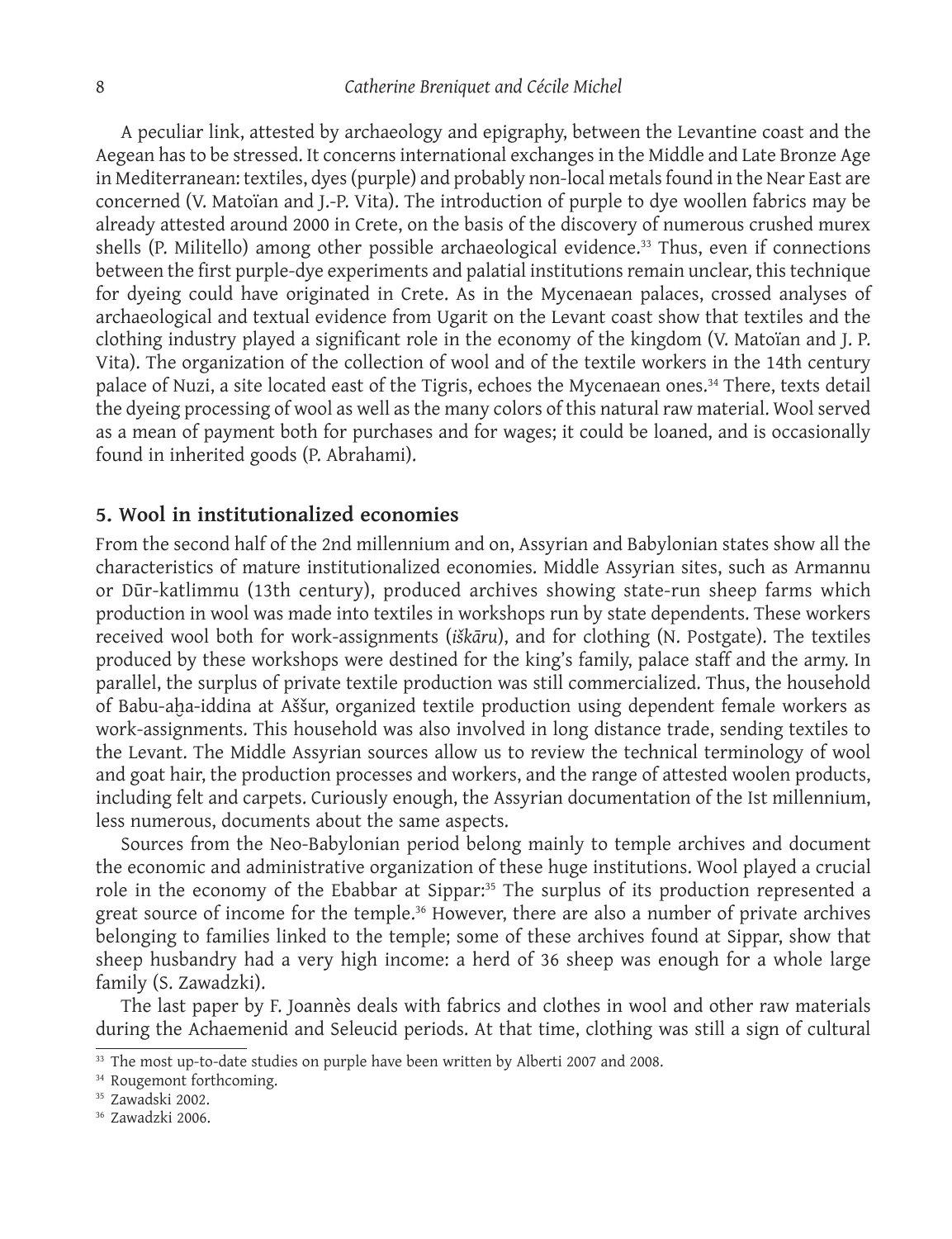A peculiar link, attested by archaeology and epigraphy, between the Levantine coast and the Aegean has to be stressed. It concerns international exchanges in the Middle and Late Bronze Age in Mediterranean: textiles, dyes (purple) and probably non-local metals found in the Near East are concerned (V. Matoïan and J.-P. Vita). The introduction of purple to dye woollen fabrics may be already attested around 2000 in Crete, on the basis of the discovery of numerous crushed murex shells (P. Militello) among other possible archaeological evidence.[33] Thus, even if connections between the first purple-dye experiments and palatial institutions remain unclear, this technique for dyeing could have originated in Crete. As in the Mycenaean palaces, crossed analyses of archaeological and textual evidence from Ugarit on the Levant coast show that textiles and the clothing industry played a significant role in the economy of the kingdom (V. Matoïan and J. P. Vita). The organization of the collection of wool and of the textile workers in the 14th century palace of Nuzi, a site located east of the Tigris, echoes the Mycenaean ones.[34] There, texts detail the dyeing processing of wool as well as the many colors of this natural raw material. Wool served as a mean of payment both for purchases and for wages; it could be loaned, and is occasionally found in inherited goods (P. Abrahami).

## 5. Wool in institutionalized economies

From the second half of the 2nd millennium and on, Assyrian and Babylonian states show all the characteristics of mature institutionalized economies. Middle Assyrian sites, such as Armannu or Dūr-katlimmu (13th century), produced archives showing state-run sheep farms which production in wool was made into textiles in workshops run by state dependents. These workers received wool both for work-assignments (*iškāru*), and for clothing (N. Postgate). The textiles produced by these workshops were destined for the king's family, palace staff and the army. In parallel, the surplus of private textile production was still commercialized. Thus, the household of Babu-aḫa-iddina at Aššur, organized textile production using dependent female workers as work-assignments. This household was also involved in long distance trade, sending textiles to the Levant. The Middle Assyrian sources allow us to review the technical terminology of wool and goat hair, the production processes and workers, and the range of attested woolen products, including felt and carpets. Curiously enough, the Assyrian documentation of the Ist millennium, less numerous, documents about the same aspects.

Sources from the Neo-Babylonian period belong mainly to temple archives and document the economic and administrative organization of these huge institutions. Wool played a crucial role in the economy of the Ebabbar at Sippar:[35] The surplus of its production represented a great source of income for the temple.[36] However, there are also a number of private archives belonging to families linked to the temple; some of these archives found at Sippar, show that sheep husbandry had a very high income: a herd of 36 sheep was enough for a whole large family (S. Zawadzki).

The last paper by F. Joannès deals with fabrics and clothes in wool and other raw materials during the Achaemenid and Seleucid periods. At that time, clothing was still a sign of cultural

[33] The most up-to-date studies on purple have been written by Alberti 2007 and 2008.

[34] Rougemont forthcoming.

[35] Zawadski 2002.

[36] Zawadzki 2006.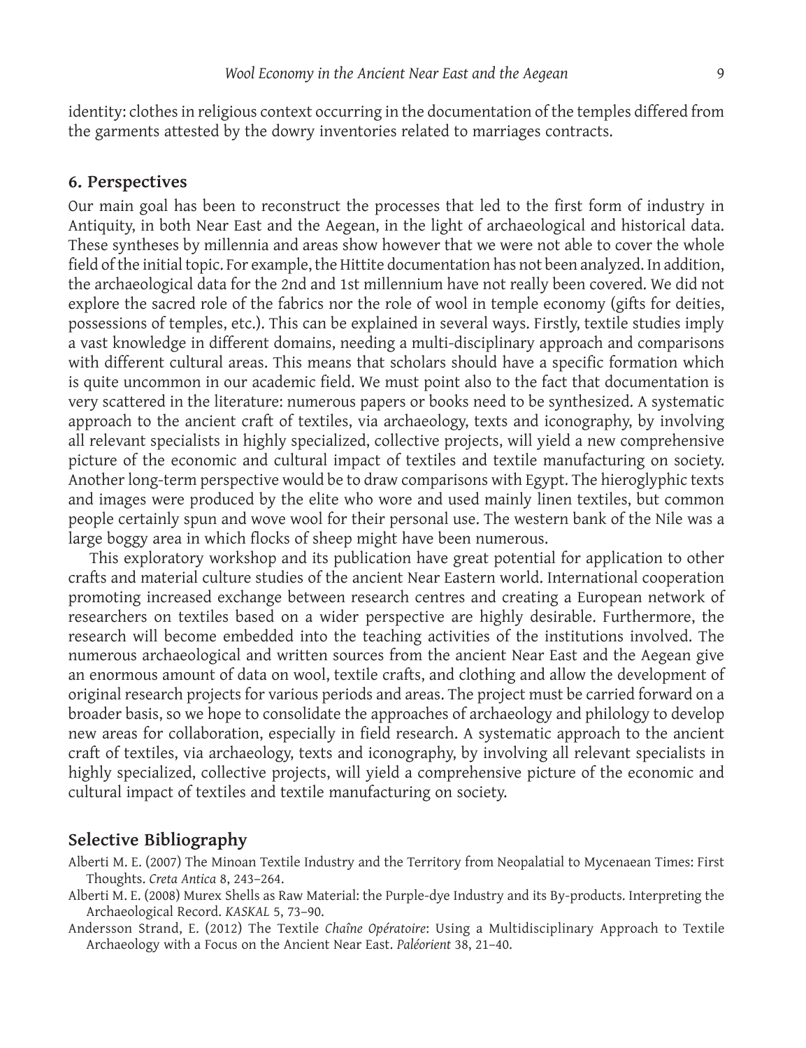identity: clothes in religious context occurring in the documentation of the temples differed from the garments attested by the dowry inventories related to marriages contracts.

## 6. Perspectives

Our main goal has been to reconstruct the processes that led to the first form of industry in Antiquity, in both Near East and the Aegean, in the light of archaeological and historical data. These syntheses by millennia and areas show however that we were not able to cover the whole field of the initial topic. For example, the Hittite documentation has not been analyzed. In addition, the archaeological data for the 2nd and 1st millennium have not really been covered. We did not explore the sacred role of the fabrics nor the role of wool in temple economy (gifts for deities, possessions of temples, etc.). This can be explained in several ways. Firstly, textile studies imply a vast knowledge in different domains, needing a multi-disciplinary approach and comparisons with different cultural areas. This means that scholars should have a specific formation which is quite uncommon in our academic field. We must point also to the fact that documentation is very scattered in the literature: numerous papers or books need to be synthesized. A systematic approach to the ancient craft of textiles, via archaeology, texts and iconography, by involving all relevant specialists in highly specialized, collective projects, will yield a new comprehensive picture of the economic and cultural impact of textiles and textile manufacturing on society. Another long-term perspective would be to draw comparisons with Egypt. The hieroglyphic texts and images were produced by the elite who wore and used mainly linen textiles, but common people certainly spun and wove wool for their personal use. The western bank of the Nile was a large boggy area in which flocks of sheep might have been numerous.

This exploratory workshop and its publication have great potential for application to other crafts and material culture studies of the ancient Near Eastern world. International cooperation promoting increased exchange between research centres and creating a European network of researchers on textiles based on a wider perspective are highly desirable. Furthermore, the research will become embedded into the teaching activities of the institutions involved. The numerous archaeological and written sources from the ancient Near East and the Aegean give an enormous amount of data on wool, textile crafts, and clothing and allow the development of original research projects for various periods and areas. The project must be carried forward on a broader basis, so we hope to consolidate the approaches of archaeology and philology to develop new areas for collaboration, especially in field research. A systematic approach to the ancient craft of textiles, via archaeology, texts and iconography, by involving all relevant specialists in highly specialized, collective projects, will yield a comprehensive picture of the economic and cultural impact of textiles and textile manufacturing on society.

## Selective Bibliography

Alberti M. E. (2007) The Minoan Textile Industry and the Territory from Neopalatial to Mycenaean Times: First Thoughts. *Creta Antica* 8, 243–264.

Alberti M. E. (2008) Murex Shells as Raw Material: the Purple-dye Industry and its By-products. Interpreting the Archaeological Record. *KASKAL* 5, 73–90.

Andersson Strand, E. (2012) The Textile *Chaîne Opératoire*: Using a Multidisciplinary Approach to Textile Archaeology with a Focus on the Ancient Near East. *Paléorient* 38, 21–40.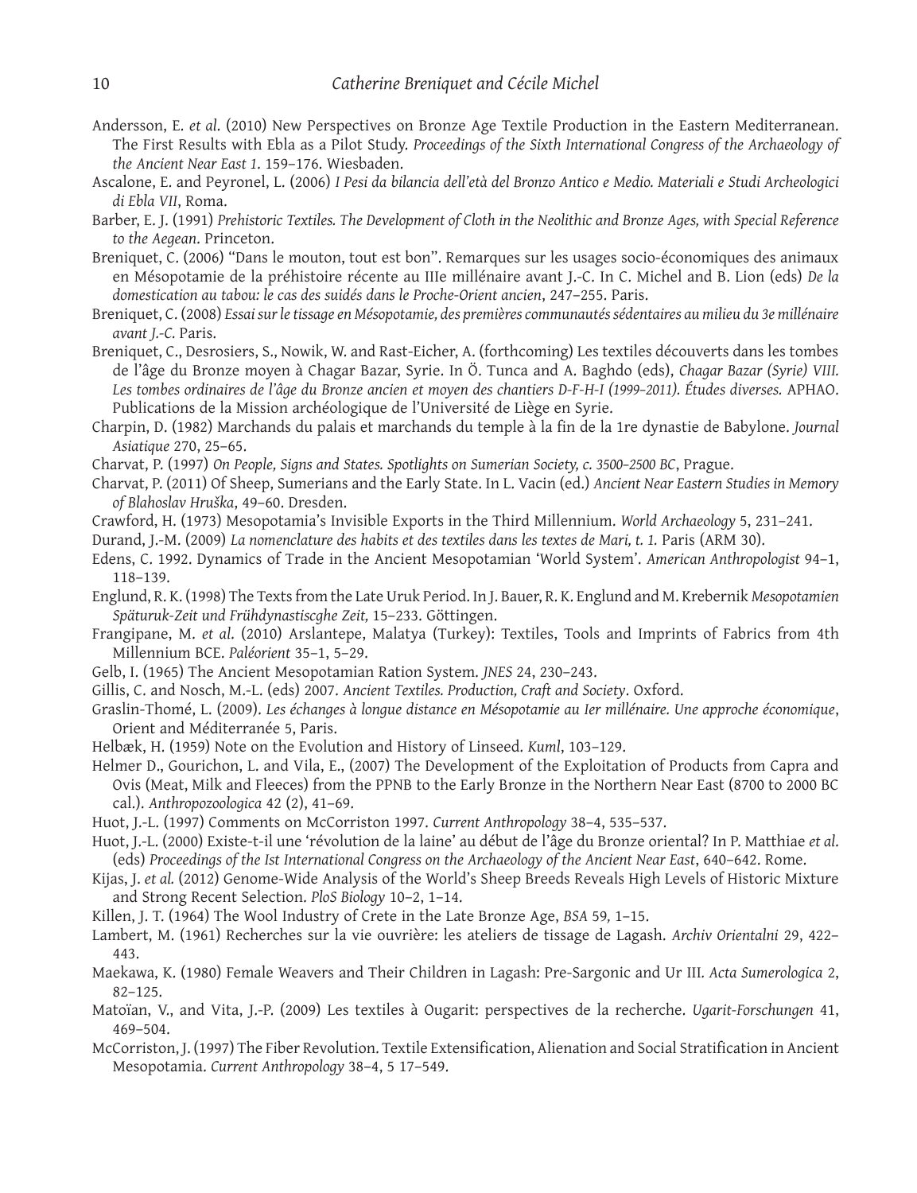Andersson, E. *et al*. (2010) New Perspectives on Bronze Age Textile Production in the Eastern Mediterranean. The First Results with Ebla as a Pilot Study. *Proceedings of the Sixth International Congress of the Archaeology of the Ancient Near East 1*. 159–176. Wiesbaden.

Ascalone, E. and Peyronel, L. (2006) *I Pesi da bilancia dell'età del Bronzo Antico e Medio. Materiali e Studi Archeologici di Ebla VII*, Roma.

Barber, E. J. (1991) *Prehistoric Textiles. The Development of Cloth in the Neolithic and Bronze Ages, with Special Reference to the Aegean*. Princeton.

Breniquet, C. (2006) "Dans le mouton, tout est bon". Remarques sur les usages socio-économiques des animaux en Mésopotamie de la préhistoire récente au IIIe millénaire avant J.-C. In C. Michel and B. Lion (eds) *De la domestication au tabou: le cas des suidés dans le Proche-Orient ancien*, 247–255. Paris.

Breniquet, C. (2008) *Essai sur le tissage en Mésopotamie, des premières communautés sédentaires au milieu du 3e millénaire avant J.-C.* Paris.

Breniquet, C., Desrosiers, S., Nowik, W. and Rast-Eicher, A. (forthcoming) Les textiles découverts dans les tombes de l'âge du Bronze moyen à Chagar Bazar, Syrie. In Ö. Tunca and A. Baghdo (eds), *Chagar Bazar (Syrie) VIII. Les tombes ordinaires de l'âge du Bronze ancien et moyen des chantiers D-F-H-I (1999–2011). Études diverses.* APHAO. Publications de la Mission archéologique de l'Université de Liège en Syrie.

Charpin, D. (1982) Marchands du palais et marchands du temple à la fin de la 1re dynastie de Babylone. *Journal Asiatique* 270, 25–65.

Charvat, P. (1997) *On People, Signs and States. Spotlights on Sumerian Society, c. 3500–2500 BC*, Prague.

Charvat, P. (2011) Of Sheep, Sumerians and the Early State. In L. Vacin (ed.) *Ancient Near Eastern Studies in Memory of Blahoslav Hruška*, 49–60. Dresden.

Crawford, H. (1973) Mesopotamia's Invisible Exports in the Third Millennium. *World Archaeology* 5, 231–241.

Durand, J.-M. (2009) *La nomenclature des habits et des textiles dans les textes de Mari, t. 1.* Paris (ARM 30).

Edens, C. 1992. Dynamics of Trade in the Ancient Mesopotamian 'World System'. *American Anthropologist* 94–1, 118–139.

Englund, R. K. (1998) The Texts from the Late Uruk Period. In J. Bauer, R. K. Englund and M. Krebernik *Mesopotamien Späturuk-Zeit und Frühdynastiscghe Zeit,* 15–233. Göttingen.

Frangipane, M. *et al.* (2010) Arslantepe, Malatya (Turkey): Textiles, Tools and Imprints of Fabrics from 4th Millennium BCE. *Paléorient* 35–1, 5–29.

Gelb, I. (1965) The Ancient Mesopotamian Ration System. *JNES* 24, 230–243.

Gillis, C. and Nosch, M.-L. (eds) 2007. *Ancient Textiles. Production, Craft and Society*. Oxford.

Graslin-Thomé, L. (2009). *Les échanges à longue distance en Mésopotamie au Ier millénaire. Une approche économique*, Orient and Méditerranée 5, Paris.

Helbæk, H. (1959) Note on the Evolution and History of Linseed. *Kuml*, 103–129.

Helmer D., Gourichon, L. and Vila, E., (2007) The Development of the Exploitation of Products from Capra and Ovis (Meat, Milk and Fleeces) from the PPNB to the Early Bronze in the Northern Near East (8700 to 2000 BC cal.). *Anthropozoologica* 42 (2), 41–69.

Huot, J.-L. (1997) Comments on McCorriston 1997. *Current Anthropology* 38–4, 535–537.

Huot, J.-L. (2000) Existe-t-il une 'révolution de la laine' au début de l'âge du Bronze oriental? In P. Matthiae *et al.* (eds) *Proceedings of the Ist International Congress on the Archaeology of the Ancient Near East*, 640–642. Rome.

Kijas, J. *et al.* (2012) Genome-Wide Analysis of the World's Sheep Breeds Reveals High Levels of Historic Mixture and Strong Recent Selection. *PloS Biology* 10–2, 1–14.

Killen, J. T. (1964) The Wool Industry of Crete in the Late Bronze Age, *BSA* 59, 1–15.

Lambert, M. (1961) Recherches sur la vie ouvrière: les ateliers de tissage de Lagash. *Archiv Orientalni* 29, 422–443.

Maekawa, K. (1980) Female Weavers and Their Children in Lagash: Pre-Sargonic and Ur III. *Acta Sumerologica* 2, 82–125.

Matoïan, V., and Vita, J.-P. (2009) Les textiles à Ougarit: perspectives de la recherche. *Ugarit-Forschungen* 41, 469–504.

McCorriston, J. (1997) The Fiber Revolution. Textile Extensification, Alienation and Social Stratification in Ancient Mesopotamia. *Current Anthropology* 38–4, 5 17–549.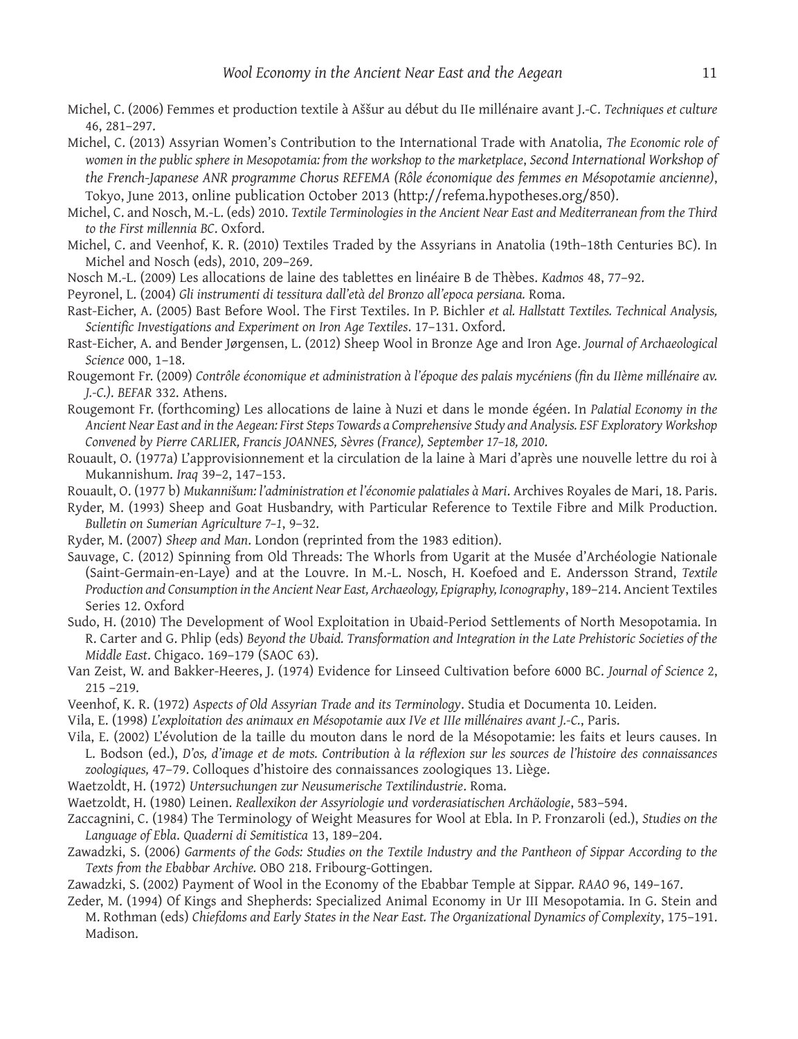Michel, C. (2006) Femmes et production textile à Aššur au début du IIe millénaire avant J.-C. *Techniques et culture* 46, 281–297.

Michel, C. (2013) Assyrian Women's Contribution to the International Trade with Anatolia, *The Economic role of women in the public sphere in Mesopotamia: from the workshop to the marketplace, Second International Workshop of the French-Japanese ANR programme Chorus REFEMA (Rôle économique des femmes en Mésopotamie ancienne)*, Tokyo, June 2013, online publication October 2013 (http://refema.hypotheses.org/850).

Michel, C. and Nosch, M.-L. (eds) 2010. *Textile Terminologies in the Ancient Near East and Mediterranean from the Third to the First millennia BC*. Oxford.

Michel, C. and Veenhof, K. R. (2010) Textiles Traded by the Assyrians in Anatolia (19th–18th Centuries BC). In Michel and Nosch (eds), 2010, 209–269.

Nosch M.-L. (2009) Les allocations de laine des tablettes en linéaire B de Thèbes. *Kadmos* 48, 77–92.

Peyronel, L. (2004) *Gli instrumenti di tessitura dall'età del Bronzo all'epoca persiana.* Roma.

Rast-Eicher, A. (2005) Bast Before Wool. The First Textiles. In P. Bichler *et al. Hallstatt Textiles. Technical Analysis, Scientific Investigations and Experiment on Iron Age Textiles*. 17–131. Oxford.

Rast-Eicher, A. and Bender Jørgensen, L. (2012) Sheep Wool in Bronze Age and Iron Age. *Journal of Archaeological Science* 000, 1–18.

Rougemont Fr. (2009) *Contrôle économique et administration à l'époque des palais mycéniens (fin du IIème millénaire av. J.-C.). BEFAR* 332. Athens.

Rougemont Fr. (forthcoming) Les allocations de laine à Nuzi et dans le monde égéen. In *Palatial Economy in the Ancient Near East and in the Aegean: First Steps Towards a Comprehensive Study and Analysis. ESF Exploratory Workshop Convened by Pierre CARLIER, Francis JOANNES, Sèvres (France), September 17–18, 2010.*

Rouault, O. (1977a) L'approvisionnement et la circulation de la laine à Mari d'après une nouvelle lettre du roi à Mukannishum. *Iraq* 39–2, 147–153.

Rouault, O. (1977 b) *Mukannišum: l'administration et l'économie palatiales à Mari*. Archives Royales de Mari, 18. Paris.

Ryder, M. (1993) Sheep and Goat Husbandry, with Particular Reference to Textile Fibre and Milk Production. *Bulletin on Sumerian Agriculture 7–1*, 9–32.

Ryder, M. (2007) *Sheep and Man*. London (reprinted from the 1983 edition).

Sauvage, C. (2012) Spinning from Old Threads: The Whorls from Ugarit at the Musée d'Archéologie Nationale (Saint-Germain-en-Laye) and at the Louvre. In M.-L. Nosch, H. Koefoed and E. Andersson Strand, *Textile Production and Consumption in the Ancient Near East, Archaeology, Epigraphy, Iconography*, 189–214. Ancient Textiles Series 12. Oxford

Sudo, H. (2010) The Development of Wool Exploitation in Ubaid-Period Settlements of North Mesopotamia. In R. Carter and G. Phlip (eds) *Beyond the Ubaid. Transformation and Integration in the Late Prehistoric Societies of the Middle East*. Chigaco. 169–179 (SAOC 63).

Van Zeist, W. and Bakker-Heeres, J. (1974) Evidence for Linseed Cultivation before 6000 BC. *Journal of Science* 2, 215 –219.

Veenhof, K. R. (1972) *Aspects of Old Assyrian Trade and its Terminology*. Studia et Documenta 10. Leiden.

Vila, E. (1998) *L'exploitation des animaux en Mésopotamie aux IVe et IIIe millénaires avant J.-C.*, Paris.

Vila, E. (2002) L'évolution de la taille du mouton dans le nord de la Mésopotamie: les faits et leurs causes. In L. Bodson (ed.), *D'os, d'image et de mots. Contribution à la réflexion sur les sources de l'histoire des connaissances zoologiques,* 47–79. Colloques d'histoire des connaissances zoologiques 13. Liège.

Waetzoldt, H. (1972) *Untersuchungen zur Neusumerische Textilindustrie*. Roma.

Waetzoldt, H. (1980) Leinen. *Reallexikon der Assyriologie und vorderasiatischen Archäologie*, 583–594.

Zaccagnini, C. (1984) The Terminology of Weight Measures for Wool at Ebla. In P. Fronzaroli (ed.), *Studies on the Language of Ebla*. *Quaderni di Semitistica* 13, 189–204.

Zawadzki, S. (2006) *Garments of the Gods: Studies on the Textile Industry and the Pantheon of Sippar According to the Texts from the Ebabbar Archive.* OBO 218. Fribourg-Gottingen.

Zawadzki, S. (2002) Payment of Wool in the Economy of the Ebabbar Temple at Sippar. *RAAO* 96, 149–167.

Zeder, M. (1994) Of Kings and Shepherds: Specialized Animal Economy in Ur III Mesopotamia. In G. Stein and M. Rothman (eds) *Chiefdoms and Early States in the Near East. The Organizational Dynamics of Complexity*, 175–191. Madison.